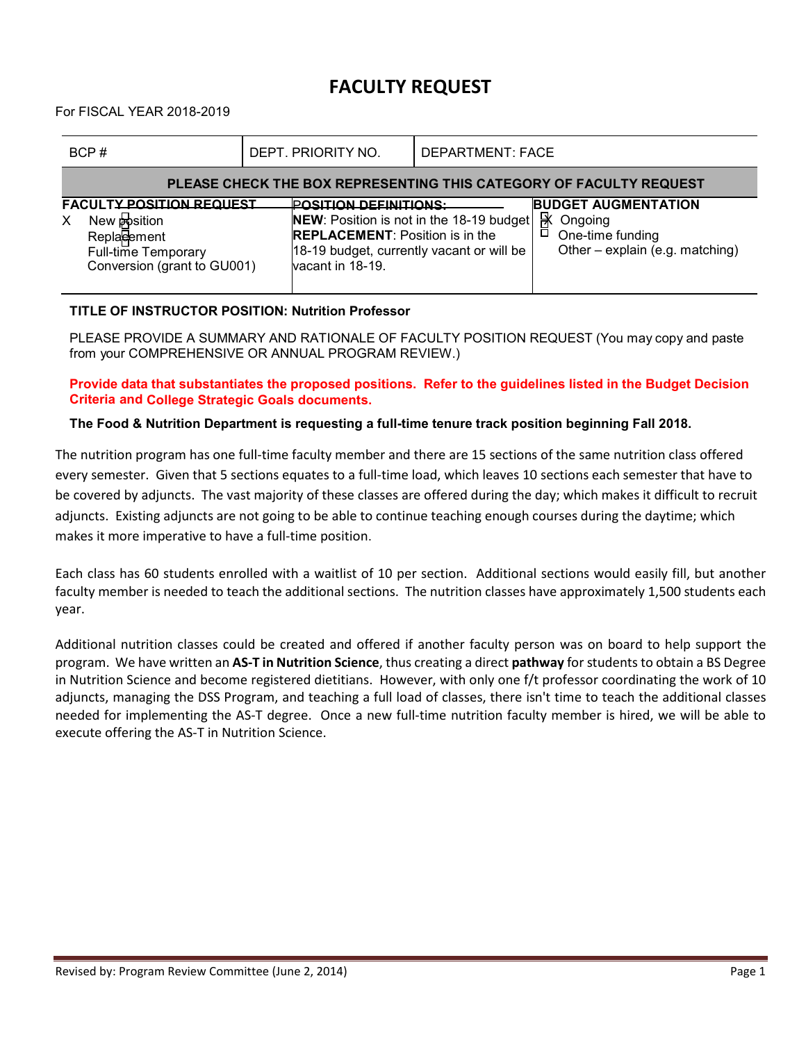# FACULTY REQUEST

For FISCAL YEAR 2018-2019

| BCP # | DEPT. PRIORITY NO. | DEPARTMENT: FACE |
|---|---|---|

**PLEASE CHECK THE BOX REPRESENTING THIS CATEGORY OF FACULTY REQUEST**

| FACULTY POSITION REQUEST | POSITION DEFINITIONS: | BUDGET AUGMENTATION |
|---|---|---|
| X New position<br>Replacement<br>Full-time Temporary<br>Conversion (grant to GU001) | **NEW**: Position is not in the 18-19 budget<br>**REPLACEMENT**: Position is in the 18-19 budget, currently vacant or will be vacant in 18-19. | X Ongoing<br>One-time funding<br>Other – explain (e.g. matching) |

**TITLE OF INSTRUCTOR POSITION: Nutrition Professor**

PLEASE PROVIDE A SUMMARY AND RATIONALE OF FACULTY POSITION REQUEST (You may copy and paste from your COMPREHENSIVE OR ANNUAL PROGRAM REVIEW.)

**Provide data that substantiates the proposed positions. Refer to the guidelines listed in the Budget Decision Criteria and College Strategic Goals documents.**

**The Food & Nutrition Department is requesting a full-time tenure track position beginning Fall 2018.**

The nutrition program has one full-time faculty member and there are 15 sections of the same nutrition class offered every semester. Given that 5 sections equates to a full-time load, which leaves 10 sections each semester that have to be covered by adjuncts. The vast majority of these classes are offered during the day; which makes it difficult to recruit adjuncts. Existing adjuncts are not going to be able to continue teaching enough courses during the daytime; which makes it more imperative to have a full-time position.

Each class has 60 students enrolled with a waitlist of 10 per section. Additional sections would easily fill, but another faculty member is needed to teach the additional sections. The nutrition classes have approximately 1,500 students each year.

Additional nutrition classes could be created and offered if another faculty person was on board to help support the program. We have written an **AS-T in Nutrition Science**, thus creating a direct **pathway** for students to obtain a BS Degree in Nutrition Science and become registered dietitians. However, with only one f/t professor coordinating the work of 10 adjuncts, managing the DSS Program, and teaching a full load of classes, there isn't time to teach the additional classes needed for implementing the AS-T degree. Once a new full-time nutrition faculty member is hired, we will be able to execute offering the AS-T in Nutrition Science.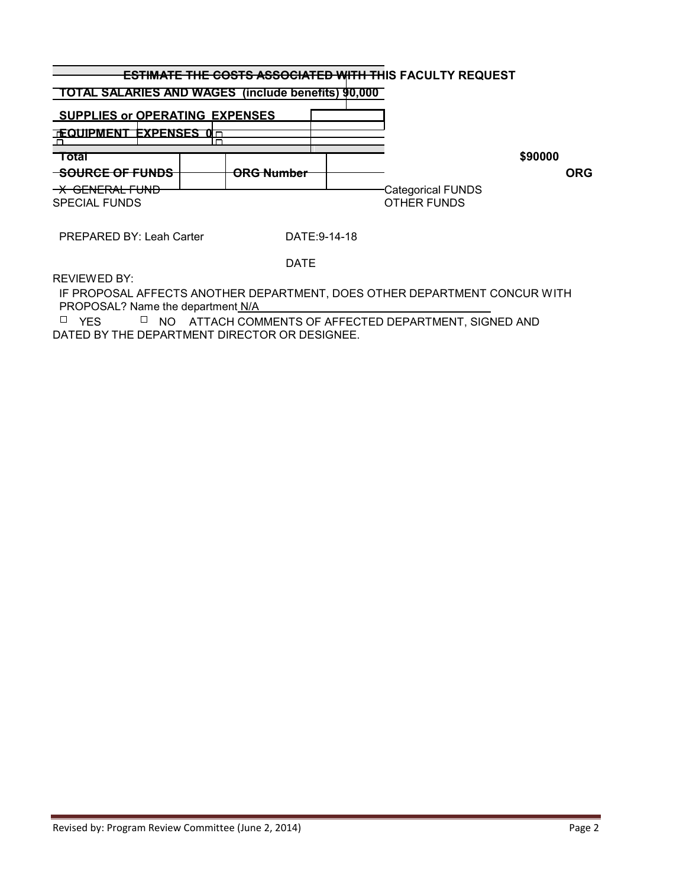**ESTIMATE THE COSTS ASSOCIATED WITH THIS FACULTY REQUEST**

| | | |
|---|---|---|
| **TOTAL SALARIES AND WAGES (include benefits) 90,000** | | |
| **SUPPLIES or OPERATING EXPENSES** | | |
| **EQUIPMENT EXPENSES 0** | | |
| **Total** | | **$90000** |

| | | | |
|---|---|---|---|
| **SOURCE OF FUNDS** | **ORG Number** | | **ORG** |
| X GENERAL FUND | | Categorical FUNDS | |
| SPECIAL FUNDS | | OTHER FUNDS | |

PREPARED BY: Leah Carter DATE:9-14-18

REVIEWED BY: DATE

IF PROPOSAL AFFECTS ANOTHER DEPARTMENT, DOES OTHER DEPARTMENT CONCUR WITH PROPOSAL? Name the department N/A

☐ YES ☐ NO ATTACH COMMENTS OF AFFECTED DEPARTMENT, SIGNED AND DATED BY THE DEPARTMENT DIRECTOR OR DESIGNEE.

Revised by: Program Review Committee (June 2, 2014)